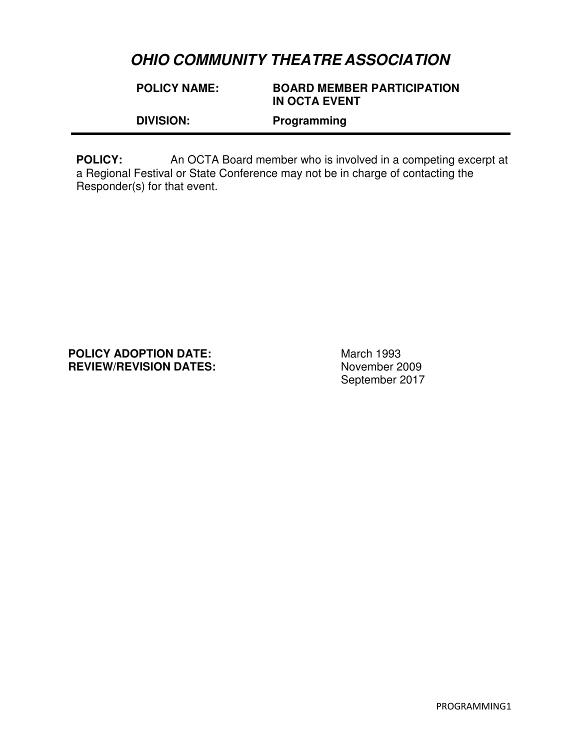# *OHIO COMMUNITY THEATRE ASSOCIATION*

| | |
|---|---|
| **POLICY NAME:** | **BOARD MEMBER PARTICIPATION IN OCTA EVENT** |
| **DIVISION:** | **Programming** |

---

**POLICY:** An OCTA Board member who is involved in a competing excerpt at a Regional Festival or State Conference may not be in charge of contacting the Responder(s) for that event.

| | |
|---|---|
| **POLICY ADOPTION DATE:** | March 1993 |
| **REVIEW/REVISION DATES:** | November 2009<br>September 2017 |

PROGRAMMING1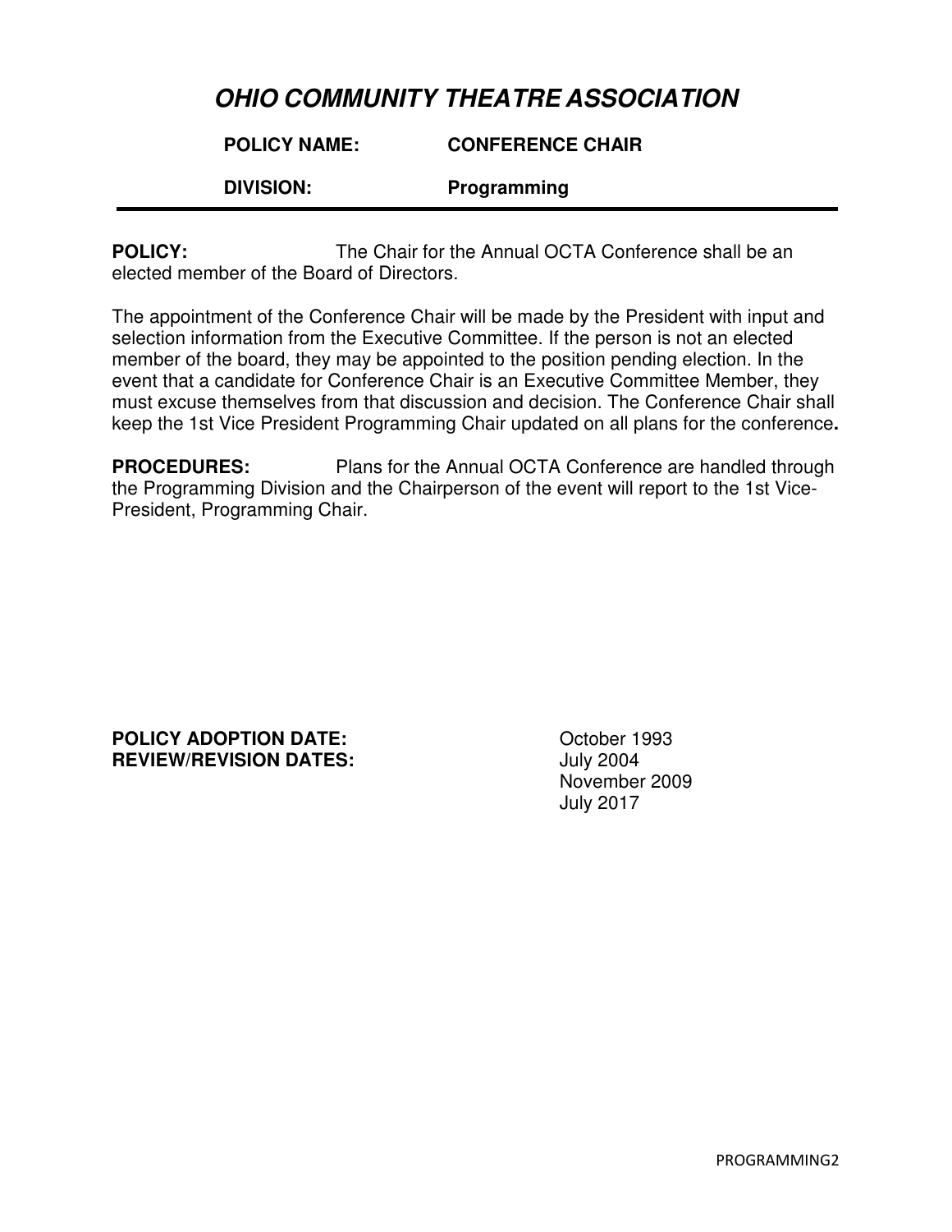# *OHIO COMMUNITY THEATRE ASSOCIATION*

**POLICY NAME:** **CONFERENCE CHAIR**

**DIVISION:** **Programming**

---

**POLICY:** The Chair for the Annual OCTA Conference shall be an elected member of the Board of Directors.

The appointment of the Conference Chair will be made by the President with input and selection information from the Executive Committee. If the person is not an elected member of the board, they may be appointed to the position pending election. In the event that a candidate for Conference Chair is an Executive Committee Member, they must excuse themselves from that discussion and decision. The Conference Chair shall keep the 1st Vice President Programming Chair updated on all plans for the conference**.**

**PROCEDURES:** Plans for the Annual OCTA Conference are handled through the Programming Division and the Chairperson of the event will report to the 1st Vice-President, Programming Chair.

**POLICY ADOPTION DATE:** October 1993
**REVIEW/REVISION DATES:** July 2004
November 2009
July 2017

PROGRAMMING2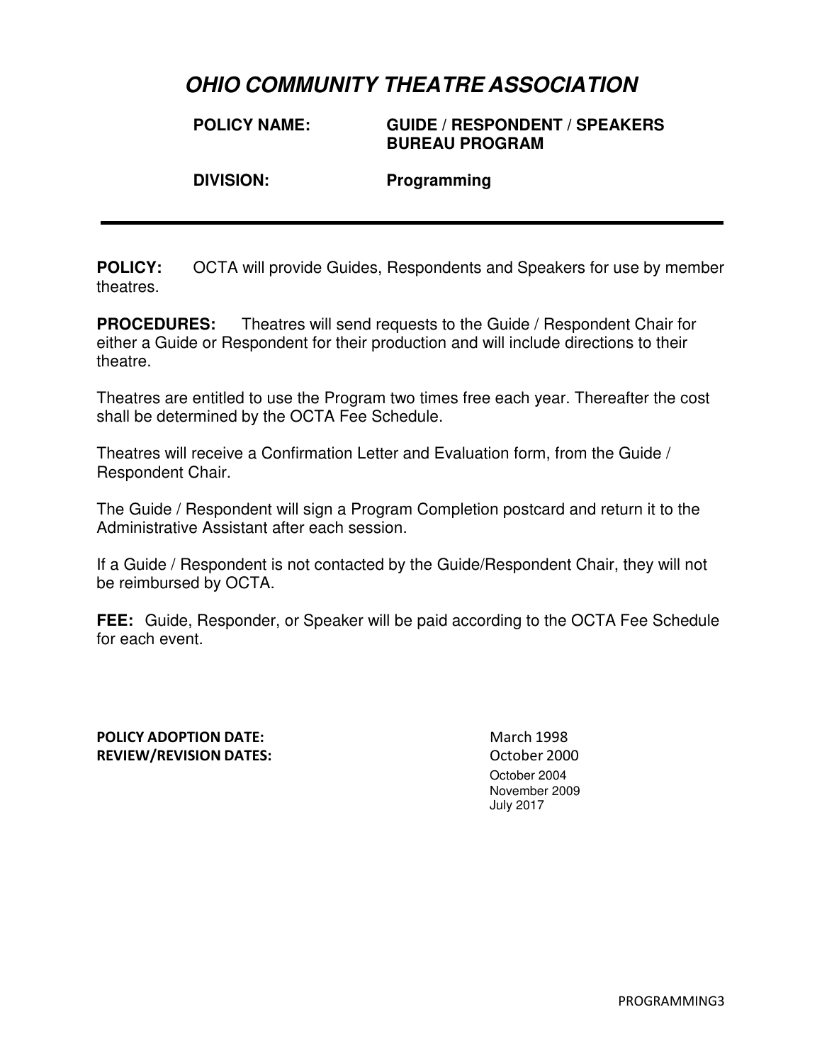# OHIO COMMUNITY THEATRE ASSOCIATION

**POLICY NAME:** **GUIDE / RESPONDENT / SPEAKERS BUREAU PROGRAM**

**DIVISION:** **Programming**

---

**POLICY:** OCTA will provide Guides, Respondents and Speakers for use by member theatres.

**PROCEDURES:** Theatres will send requests to the Guide / Respondent Chair for either a Guide or Respondent for their production and will include directions to their theatre.

Theatres are entitled to use the Program two times free each year. Thereafter the cost shall be determined by the OCTA Fee Schedule.

Theatres will receive a Confirmation Letter and Evaluation form, from the Guide / Respondent Chair.

The Guide / Respondent will sign a Program Completion postcard and return it to the Administrative Assistant after each session.

If a Guide / Respondent is not contacted by the Guide/Respondent Chair, they will not be reimbursed by OCTA.

**FEE:** Guide, Responder, or Speaker will be paid according to the OCTA Fee Schedule for each event.

**POLICY ADOPTION DATE:** March 1998
**REVIEW/REVISION DATES:** October 2000
October 2004
November 2009
July 2017

PROGRAMMING3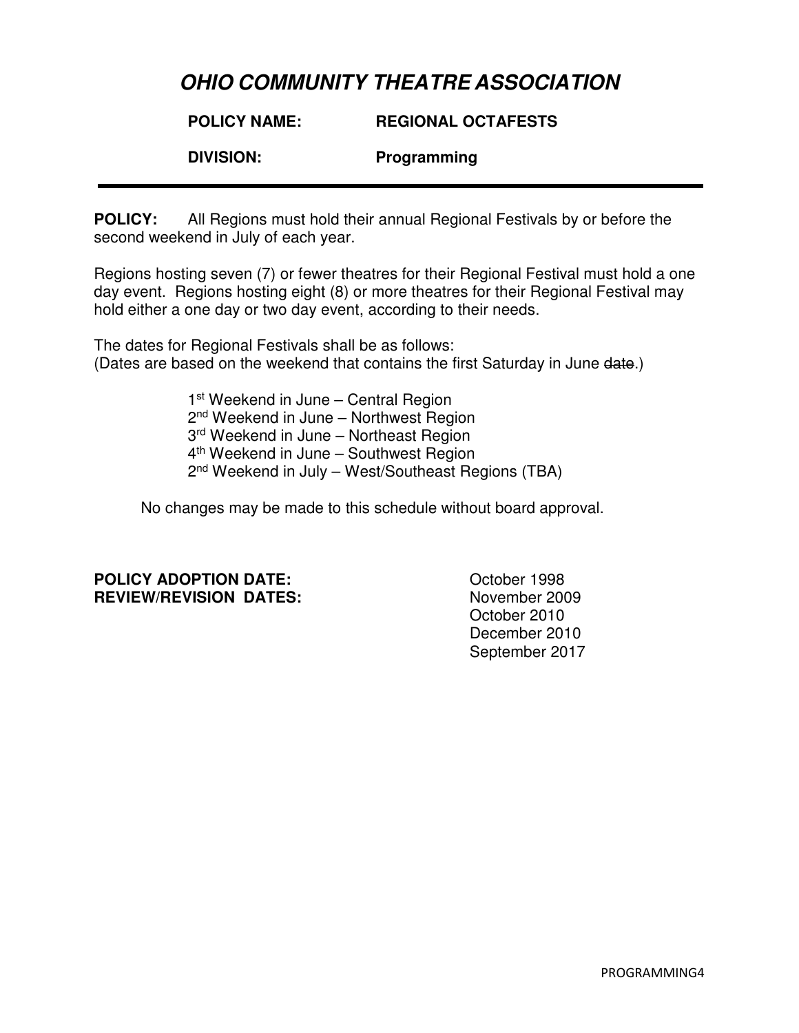# *OHIO COMMUNITY THEATRE ASSOCIATION*

**POLICY NAME:** **REGIONAL OCTAFESTS**

**DIVISION:** **Programming**

---

**POLICY:** All Regions must hold their annual Regional Festivals by or before the second weekend in July of each year.

Regions hosting seven (7) or fewer theatres for their Regional Festival must hold a one day event. Regions hosting eight (8) or more theatres for their Regional Festival may hold either a one day or two day event, according to their needs.

The dates for Regional Festivals shall be as follows:
(Dates are based on the weekend that contains the first Saturday in June ~~date~~.)

1st Weekend in June – Central Region
2nd Weekend in June – Northwest Region
3rd Weekend in June – Northeast Region
4th Weekend in June – Southwest Region
2nd Weekend in July – West/Southeast Regions (TBA)

No changes may be made to this schedule without board approval.

**POLICY ADOPTION DATE:** October 1998
**REVIEW/REVISION DATES:** November 2009
October 2010
December 2010
September 2017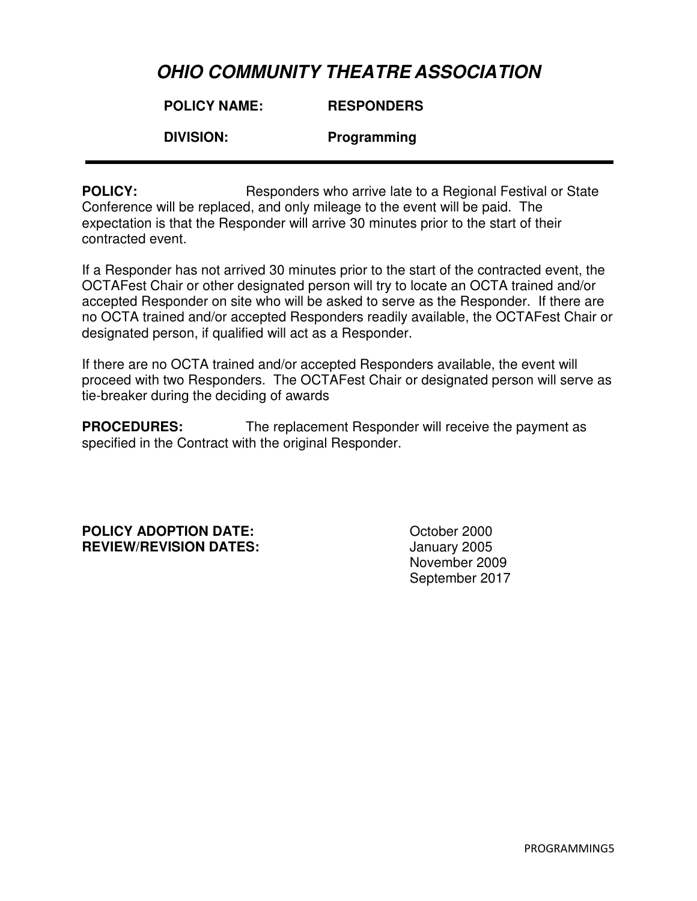# *OHIO COMMUNITY THEATRE ASSOCIATION*

**POLICY NAME:** **RESPONDERS**

**DIVISION:** **Programming**

---

**POLICY:** Responders who arrive late to a Regional Festival or State Conference will be replaced, and only mileage to the event will be paid. The expectation is that the Responder will arrive 30 minutes prior to the start of their contracted event.

If a Responder has not arrived 30 minutes prior to the start of the contracted event, the OCTAFest Chair or other designated person will try to locate an OCTA trained and/or accepted Responder on site who will be asked to serve as the Responder. If there are no OCTA trained and/or accepted Responders readily available, the OCTAFest Chair or designated person, if qualified will act as a Responder.

If there are no OCTA trained and/or accepted Responders available, the event will proceed with two Responders. The OCTAFest Chair or designated person will serve as tie-breaker during the deciding of awards

**PROCEDURES:** The replacement Responder will receive the payment as specified in the Contract with the original Responder.

**POLICY ADOPTION DATE:** October 2000
**REVIEW/REVISION DATES:** January 2005
November 2009
September 2017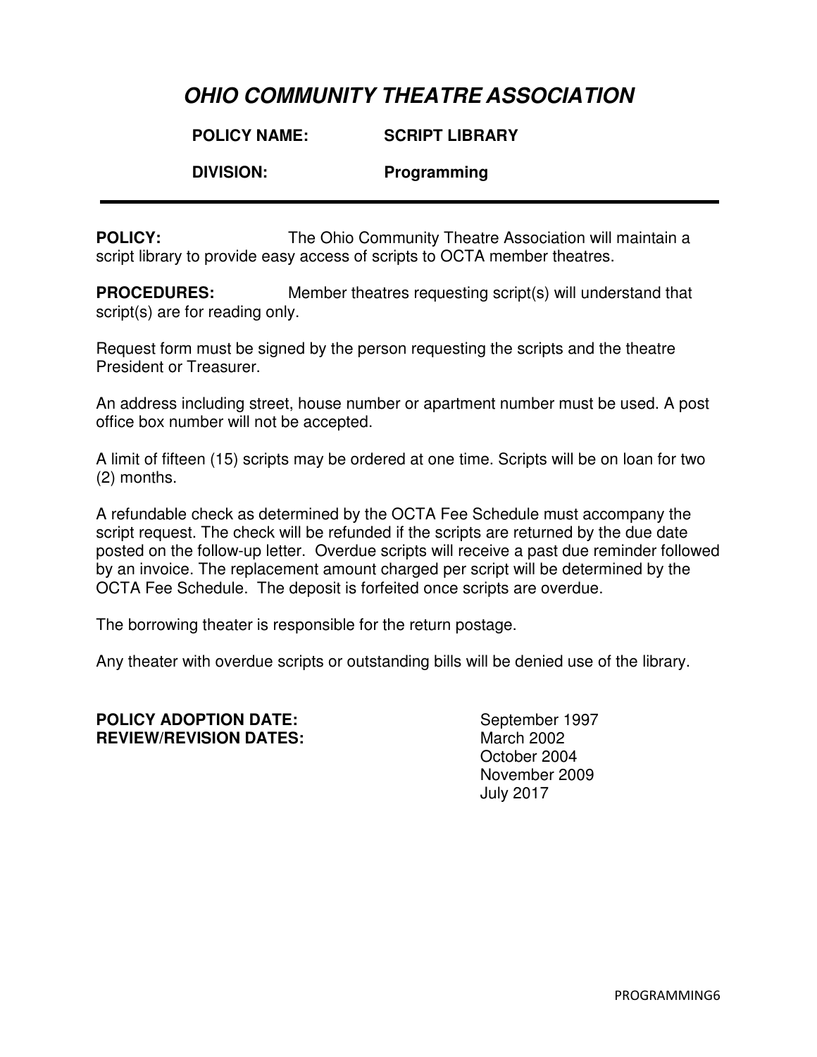# *OHIO COMMUNITY THEATRE ASSOCIATION*

**POLICY NAME:** **SCRIPT LIBRARY**

**DIVISION:** **Programming**

---

**POLICY:** The Ohio Community Theatre Association will maintain a script library to provide easy access of scripts to OCTA member theatres.

**PROCEDURES:** Member theatres requesting script(s) will understand that script(s) are for reading only.

Request form must be signed by the person requesting the scripts and the theatre President or Treasurer.

An address including street, house number or apartment number must be used. A post office box number will not be accepted.

A limit of fifteen (15) scripts may be ordered at one time. Scripts will be on loan for two (2) months.

A refundable check as determined by the OCTA Fee Schedule must accompany the script request. The check will be refunded if the scripts are returned by the due date posted on the follow-up letter. Overdue scripts will receive a past due reminder followed by an invoice. The replacement amount charged per script will be determined by the OCTA Fee Schedule. The deposit is forfeited once scripts are overdue.

The borrowing theater is responsible for the return postage.

Any theater with overdue scripts or outstanding bills will be denied use of the library.

**POLICY ADOPTION DATE:** September 1997

**REVIEW/REVISION DATES:** March 2002
October 2004
November 2009
July 2017

PROGRAMMING6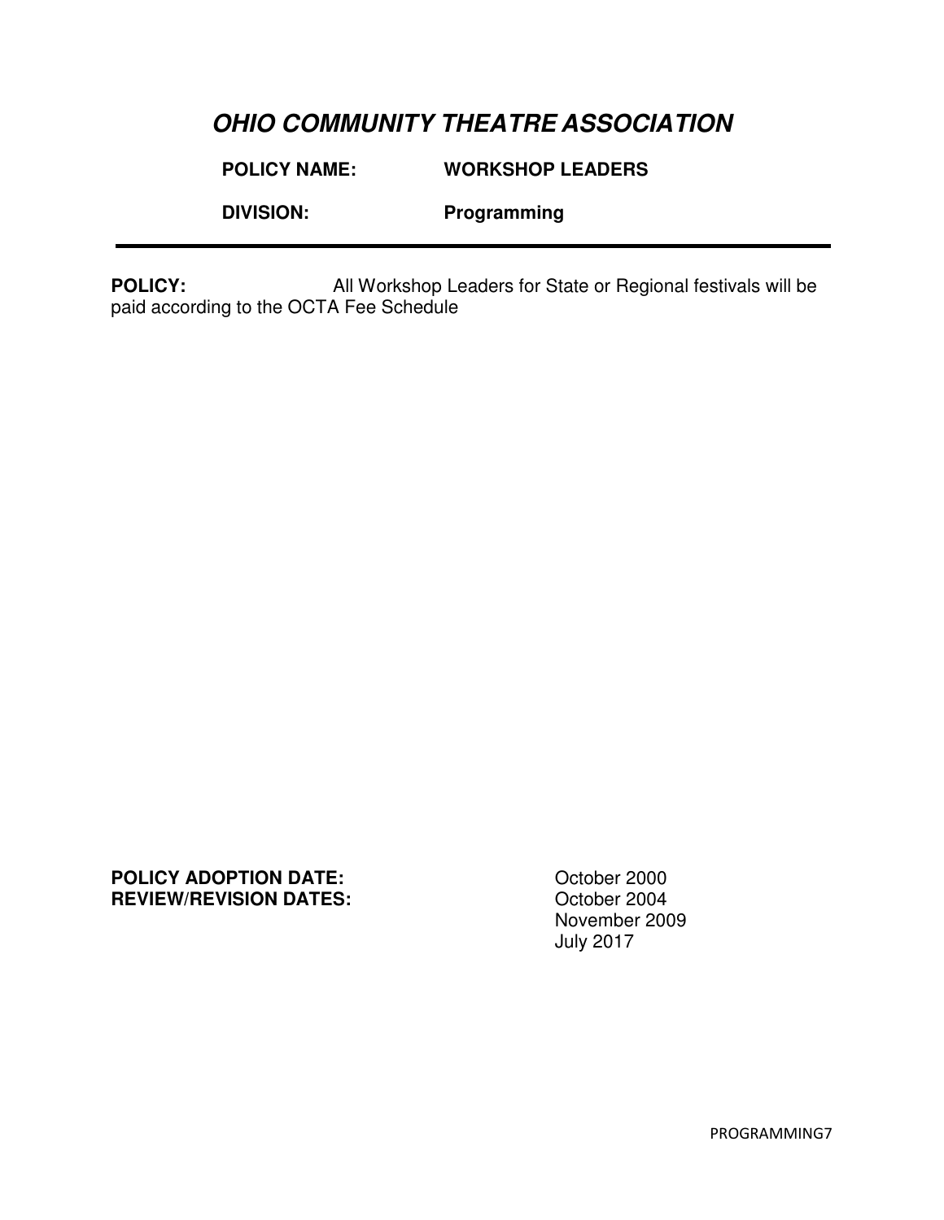# *OHIO COMMUNITY THEATRE ASSOCIATION*

**POLICY NAME:** **WORKSHOP LEADERS**

**DIVISION:** **Programming**

---

**POLICY:** All Workshop Leaders for State or Regional festivals will be paid according to the OCTA Fee Schedule

**POLICY ADOPTION DATE:** October 2000

**REVIEW/REVISION DATES:** October 2004
November 2009
July 2017